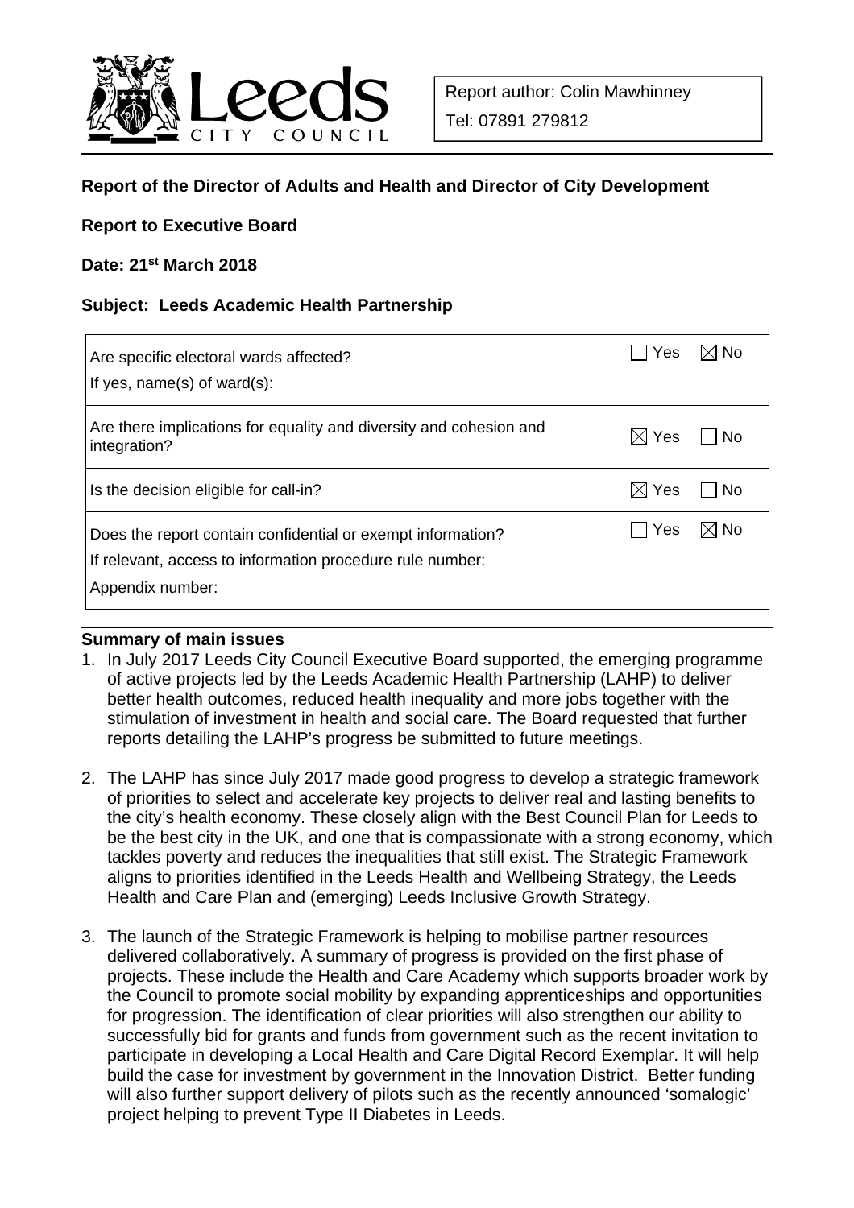Leeds City Council

Report author: Colin Mawhinney

Tel: 07891 279812

**Report of the Director of Adults and Health and Director of City Development**

**Report to Executive Board**

**Date: 21st March 2018**

**Subject: Leeds Academic Health Partnership**

| | | |
|---|---|---|
| Are specific electoral wards affected?<br>If yes, name(s) of ward(s): | ☐ Yes | ☒ No |
| Are there implications for equality and diversity and cohesion and integration? | ☒ Yes | ☐ No |
| Is the decision eligible for call-in? | ☒ Yes | ☐ No |
| Does the report contain confidential or exempt information?<br>If relevant, access to information procedure rule number:<br>Appendix number: | ☐ Yes | ☒ No |

**Summary of main issues**

1. In July 2017 Leeds City Council Executive Board supported, the emerging programme of active projects led by the Leeds Academic Health Partnership (LAHP) to deliver better health outcomes, reduced health inequality and more jobs together with the stimulation of investment in health and social care. The Board requested that further reports detailing the LAHP's progress be submitted to future meetings.

2. The LAHP has since July 2017 made good progress to develop a strategic framework of priorities to select and accelerate key projects to deliver real and lasting benefits to the city's health economy. These closely align with the Best Council Plan for Leeds to be the best city in the UK, and one that is compassionate with a strong economy, which tackles poverty and reduces the inequalities that still exist. The Strategic Framework aligns to priorities identified in the Leeds Health and Wellbeing Strategy, the Leeds Health and Care Plan and (emerging) Leeds Inclusive Growth Strategy.

3. The launch of the Strategic Framework is helping to mobilise partner resources delivered collaboratively. A summary of progress is provided on the first phase of projects. These include the Health and Care Academy which supports broader work by the Council to promote social mobility by expanding apprenticeships and opportunities for progression. The identification of clear priorities will also strengthen our ability to successfully bid for grants and funds from government such as the recent invitation to participate in developing a Local Health and Care Digital Record Exemplar. It will help build the case for investment by government in the Innovation District. Better funding will also further support delivery of pilots such as the recently announced 'somalogic' project helping to prevent Type II Diabetes in Leeds.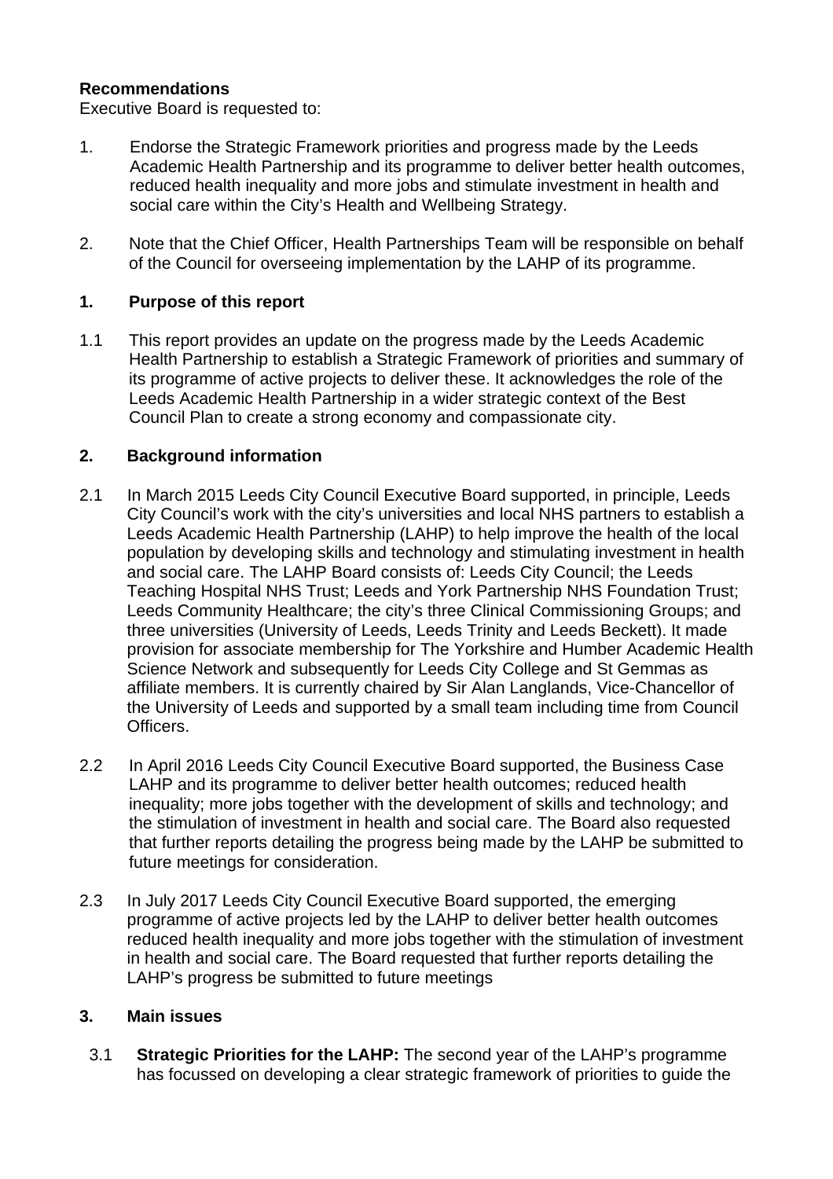**Recommendations**

Executive Board is requested to:

1. Endorse the Strategic Framework priorities and progress made by the Leeds Academic Health Partnership and its programme to deliver better health outcomes, reduced health inequality and more jobs and stimulate investment in health and social care within the City's Health and Wellbeing Strategy.

2. Note that the Chief Officer, Health Partnerships Team will be responsible on behalf of the Council for overseeing implementation by the LAHP of its programme.

## 1. Purpose of this report

1.1 This report provides an update on the progress made by the Leeds Academic Health Partnership to establish a Strategic Framework of priorities and summary of its programme of active projects to deliver these. It acknowledges the role of the Leeds Academic Health Partnership in a wider strategic context of the Best Council Plan to create a strong economy and compassionate city.

## 2. Background information

2.1 In March 2015 Leeds City Council Executive Board supported, in principle, Leeds City Council's work with the city's universities and local NHS partners to establish a Leeds Academic Health Partnership (LAHP) to help improve the health of the local population by developing skills and technology and stimulating investment in health and social care. The LAHP Board consists of: Leeds City Council; the Leeds Teaching Hospital NHS Trust; Leeds and York Partnership NHS Foundation Trust; Leeds Community Healthcare; the city's three Clinical Commissioning Groups; and three universities (University of Leeds, Leeds Trinity and Leeds Beckett). It made provision for associate membership for The Yorkshire and Humber Academic Health Science Network and subsequently for Leeds City College and St Gemmas as affiliate members. It is currently chaired by Sir Alan Langlands, Vice-Chancellor of the University of Leeds and supported by a small team including time from Council Officers.

2.2 In April 2016 Leeds City Council Executive Board supported, the Business Case LAHP and its programme to deliver better health outcomes; reduced health inequality; more jobs together with the development of skills and technology; and the stimulation of investment in health and social care. The Board also requested that further reports detailing the progress being made by the LAHP be submitted to future meetings for consideration.

2.3 In July 2017 Leeds City Council Executive Board supported, the emerging programme of active projects led by the LAHP to deliver better health outcomes reduced health inequality and more jobs together with the stimulation of investment in health and social care. The Board requested that further reports detailing the LAHP's progress be submitted to future meetings

## 3. Main issues

3.1 **Strategic Priorities for the LAHP:** The second year of the LAHP's programme has focussed on developing a clear strategic framework of priorities to guide the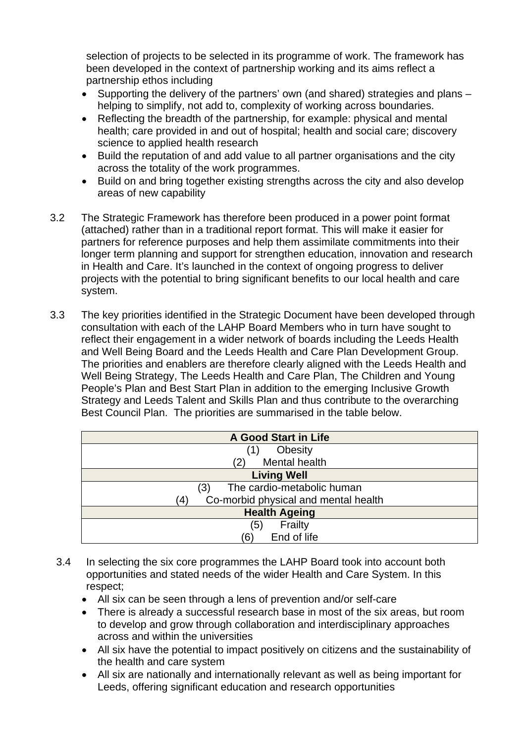selection of projects to be selected in its programme of work. The framework has been developed in the context of partnership working and its aims reflect a partnership ethos including

- Supporting the delivery of the partners' own (and shared) strategies and plans – helping to simplify, not add to, complexity of working across boundaries.
- Reflecting the breadth of the partnership, for example: physical and mental health; care provided in and out of hospital; health and social care; discovery science to applied health research
- Build the reputation of and add value to all partner organisations and the city across the totality of the work programmes.
- Build on and bring together existing strengths across the city and also develop areas of new capability

3.2 The Strategic Framework has therefore been produced in a power point format (attached) rather than in a traditional report format. This will make it easier for partners for reference purposes and help them assimilate commitments into their longer term planning and support for strengthen education, innovation and research in Health and Care. It's launched in the context of ongoing progress to deliver projects with the potential to bring significant benefits to our local health and care system.

3.3 The key priorities identified in the Strategic Document have been developed through consultation with each of the LAHP Board Members who in turn have sought to reflect their engagement in a wider network of boards including the Leeds Health and Well Being Board and the Leeds Health and Care Plan Development Group. The priorities and enablers are therefore clearly aligned with the Leeds Health and Well Being Strategy, The Leeds Health and Care Plan, The Children and Young People's Plan and Best Start Plan in addition to the emerging Inclusive Growth Strategy and Leeds Talent and Skills Plan and thus contribute to the overarching Best Council Plan. The priorities are summarised in the table below.

| **A Good Start in Life** |
| --- |
| (1) Obesity<br>(2) Mental health |
| **Living Well** |
| (3) The cardio-metabolic human<br>(4) Co-morbid physical and mental health |
| **Health Ageing** |
| (5) Frailty<br>(6) End of life |

3.4 In selecting the six core programmes the LAHP Board took into account both opportunities and stated needs of the wider Health and Care System. In this respect;

- All six can be seen through a lens of prevention and/or self-care
- There is already a successful research base in most of the six areas, but room to develop and grow through collaboration and interdisciplinary approaches across and within the universities
- All six have the potential to impact positively on citizens and the sustainability of the health and care system
- All six are nationally and internationally relevant as well as being important for Leeds, offering significant education and research opportunities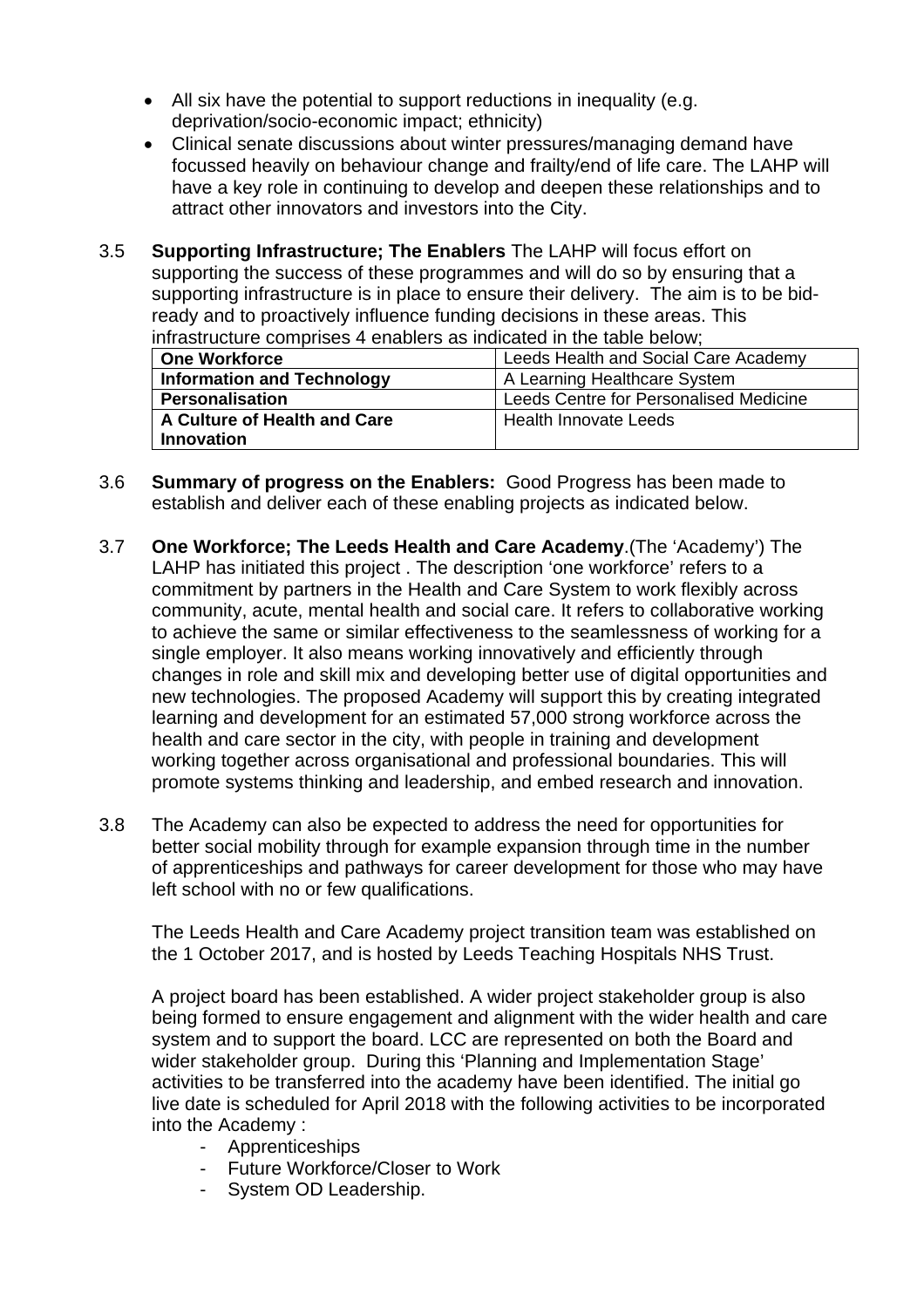- All six have the potential to support reductions in inequality (e.g. deprivation/socio-economic impact; ethnicity)
- Clinical senate discussions about winter pressures/managing demand have focussed heavily on behaviour change and frailty/end of life care. The LAHP will have a key role in continuing to develop and deepen these relationships and to attract other innovators and investors into the City.

3.5 **Supporting Infrastructure; The Enablers** The LAHP will focus effort on supporting the success of these programmes and will do so by ensuring that a supporting infrastructure is in place to ensure their delivery. The aim is to be bid-ready and to proactively influence funding decisions in these areas. This infrastructure comprises 4 enablers as indicated in the table below;

| **One Workforce** | Leeds Health and Social Care Academy |
|---|---|
| **Information and Technology** | A Learning Healthcare System |
| **Personalisation** | Leeds Centre for Personalised Medicine |
| **A Culture of Health and Care Innovation** | Health Innovate Leeds |

3.6 **Summary of progress on the Enablers:** Good Progress has been made to establish and deliver each of these enabling projects as indicated below.

3.7 **One Workforce; The Leeds Health and Care Academy**.(The 'Academy') The LAHP has initiated this project . The description 'one workforce' refers to a commitment by partners in the Health and Care System to work flexibly across community, acute, mental health and social care. It refers to collaborative working to achieve the same or similar effectiveness to the seamlessness of working for a single employer. It also means working innovatively and efficiently through changes in role and skill mix and developing better use of digital opportunities and new technologies. The proposed Academy will support this by creating integrated learning and development for an estimated 57,000 strong workforce across the health and care sector in the city, with people in training and development working together across organisational and professional boundaries. This will promote systems thinking and leadership, and embed research and innovation.

3.8 The Academy can also be expected to address the need for opportunities for better social mobility through for example expansion through time in the number of apprenticeships and pathways for career development for those who may have left school with no or few qualifications.

The Leeds Health and Care Academy project transition team was established on the 1 October 2017, and is hosted by Leeds Teaching Hospitals NHS Trust.

A project board has been established. A wider project stakeholder group is also being formed to ensure engagement and alignment with the wider health and care system and to support the board. LCC are represented on both the Board and wider stakeholder group. During this 'Planning and Implementation Stage' activities to be transferred into the academy have been identified. The initial go live date is scheduled for April 2018 with the following activities to be incorporated into the Academy :

- Apprenticeships
- Future Workforce/Closer to Work
- System OD Leadership.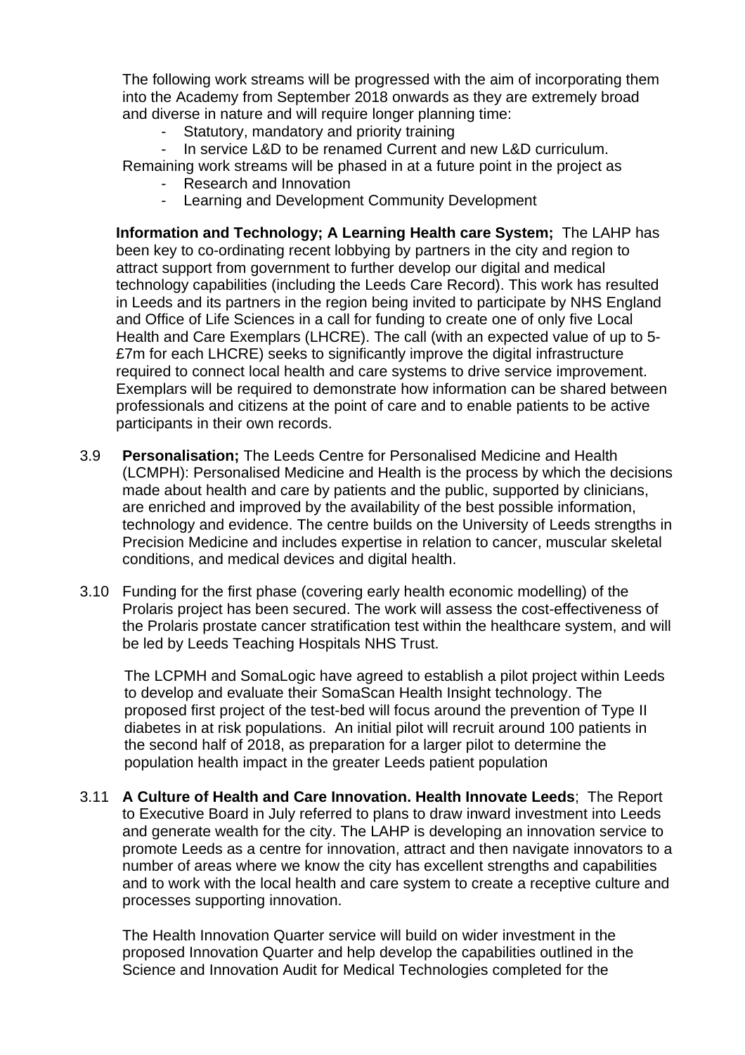The following work streams will be progressed with the aim of incorporating them into the Academy from September 2018 onwards as they are extremely broad and diverse in nature and will require longer planning time:

- Statutory, mandatory and priority training
- In service L&D to be renamed Current and new L&D curriculum.

Remaining work streams will be phased in at a future point in the project as

- Research and Innovation
- Learning and Development Community Development

**Information and Technology; A Learning Health care System;** The LAHP has been key to co-ordinating recent lobbying by partners in the city and region to attract support from government to further develop our digital and medical technology capabilities (including the Leeds Care Record). This work has resulted in Leeds and its partners in the region being invited to participate by NHS England and Office of Life Sciences in a call for funding to create one of only five Local Health and Care Exemplars (LHCRE). The call (with an expected value of up to 5-£7m for each LHCRE) seeks to significantly improve the digital infrastructure required to connect local health and care systems to drive service improvement. Exemplars will be required to demonstrate how information can be shared between professionals and citizens at the point of care and to enable patients to be active participants in their own records.

3.9 **Personalisation;** The Leeds Centre for Personalised Medicine and Health (LCMPH): Personalised Medicine and Health is the process by which the decisions made about health and care by patients and the public, supported by clinicians, are enriched and improved by the availability of the best possible information, technology and evidence. The centre builds on the University of Leeds strengths in Precision Medicine and includes expertise in relation to cancer, muscular skeletal conditions, and medical devices and digital health.

3.10 Funding for the first phase (covering early health economic modelling) of the Prolaris project has been secured. The work will assess the cost-effectiveness of the Prolaris prostate cancer stratification test within the healthcare system, and will be led by Leeds Teaching Hospitals NHS Trust.

The LCPMH and SomaLogic have agreed to establish a pilot project within Leeds to develop and evaluate their SomaScan Health Insight technology. The proposed first project of the test-bed will focus around the prevention of Type II diabetes in at risk populations. An initial pilot will recruit around 100 patients in the second half of 2018, as preparation for a larger pilot to determine the population health impact in the greater Leeds patient population

3.11 **A Culture of Health and Care Innovation. Health Innovate Leeds**; The Report to Executive Board in July referred to plans to draw inward investment into Leeds and generate wealth for the city. The LAHP is developing an innovation service to promote Leeds as a centre for innovation, attract and then navigate innovators to a number of areas where we know the city has excellent strengths and capabilities and to work with the local health and care system to create a receptive culture and processes supporting innovation.

The Health Innovation Quarter service will build on wider investment in the proposed Innovation Quarter and help develop the capabilities outlined in the Science and Innovation Audit for Medical Technologies completed for the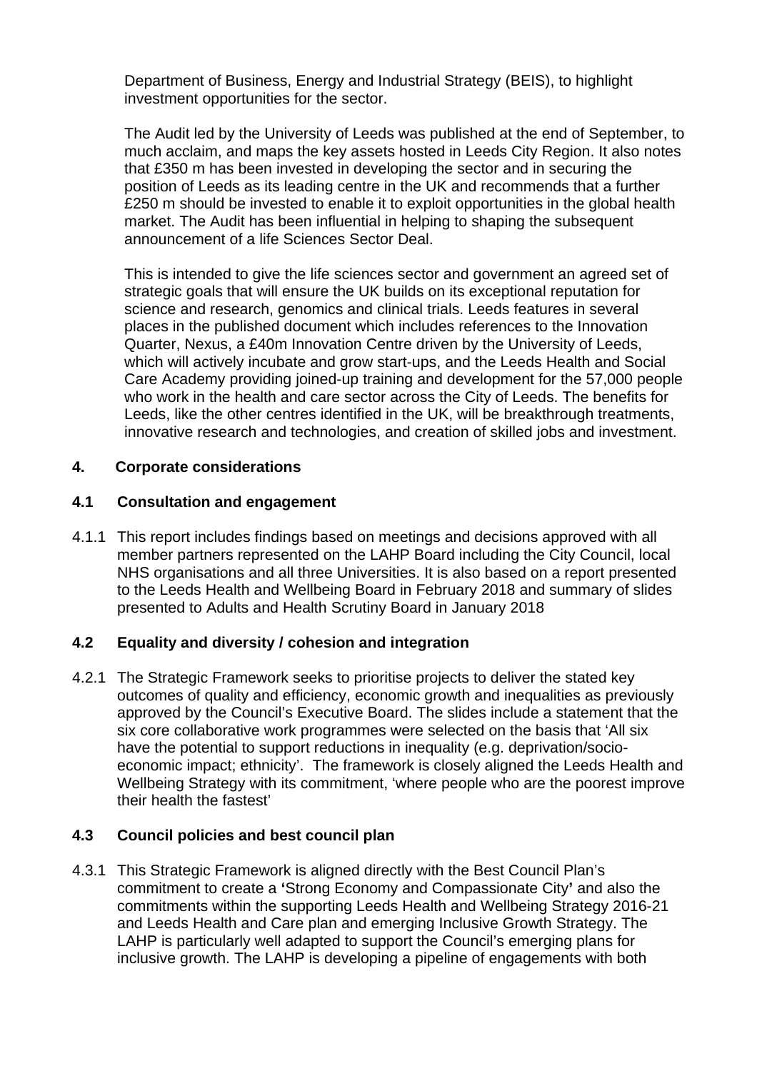Department of Business, Energy and Industrial Strategy (BEIS), to highlight investment opportunities for the sector.

The Audit led by the University of Leeds was published at the end of September, to much acclaim, and maps the key assets hosted in Leeds City Region. It also notes that £350 m has been invested in developing the sector and in securing the position of Leeds as its leading centre in the UK and recommends that a further £250 m should be invested to enable it to exploit opportunities in the global health market. The Audit has been influential in helping to shaping the subsequent announcement of a life Sciences Sector Deal.

This is intended to give the life sciences sector and government an agreed set of strategic goals that will ensure the UK builds on its exceptional reputation for science and research, genomics and clinical trials. Leeds features in several places in the published document which includes references to the Innovation Quarter, Nexus, a £40m Innovation Centre driven by the University of Leeds, which will actively incubate and grow start-ups, and the Leeds Health and Social Care Academy providing joined-up training and development for the 57,000 people who work in the health and care sector across the City of Leeds. The benefits for Leeds, like the other centres identified in the UK, will be breakthrough treatments, innovative research and technologies, and creation of skilled jobs and investment.

## 4. Corporate considerations

### 4.1 Consultation and engagement

4.1.1 This report includes findings based on meetings and decisions approved with all member partners represented on the LAHP Board including the City Council, local NHS organisations and all three Universities. It is also based on a report presented to the Leeds Health and Wellbeing Board in February 2018 and summary of slides presented to Adults and Health Scrutiny Board in January 2018

### 4.2 Equality and diversity / cohesion and integration

4.2.1 The Strategic Framework seeks to prioritise projects to deliver the stated key outcomes of quality and efficiency, economic growth and inequalities as previously approved by the Council's Executive Board. The slides include a statement that the six core collaborative work programmes were selected on the basis that 'All six have the potential to support reductions in inequality (e.g. deprivation/socio-economic impact; ethnicity'. The framework is closely aligned the Leeds Health and Wellbeing Strategy with its commitment, 'where people who are the poorest improve their health the fastest'

### 4.3 Council policies and best council plan

4.3.1 This Strategic Framework is aligned directly with the Best Council Plan's commitment to create a **'**Strong Economy and Compassionate City**'** and also the commitments within the supporting Leeds Health and Wellbeing Strategy 2016-21 and Leeds Health and Care plan and emerging Inclusive Growth Strategy. The LAHP is particularly well adapted to support the Council's emerging plans for inclusive growth. The LAHP is developing a pipeline of engagements with both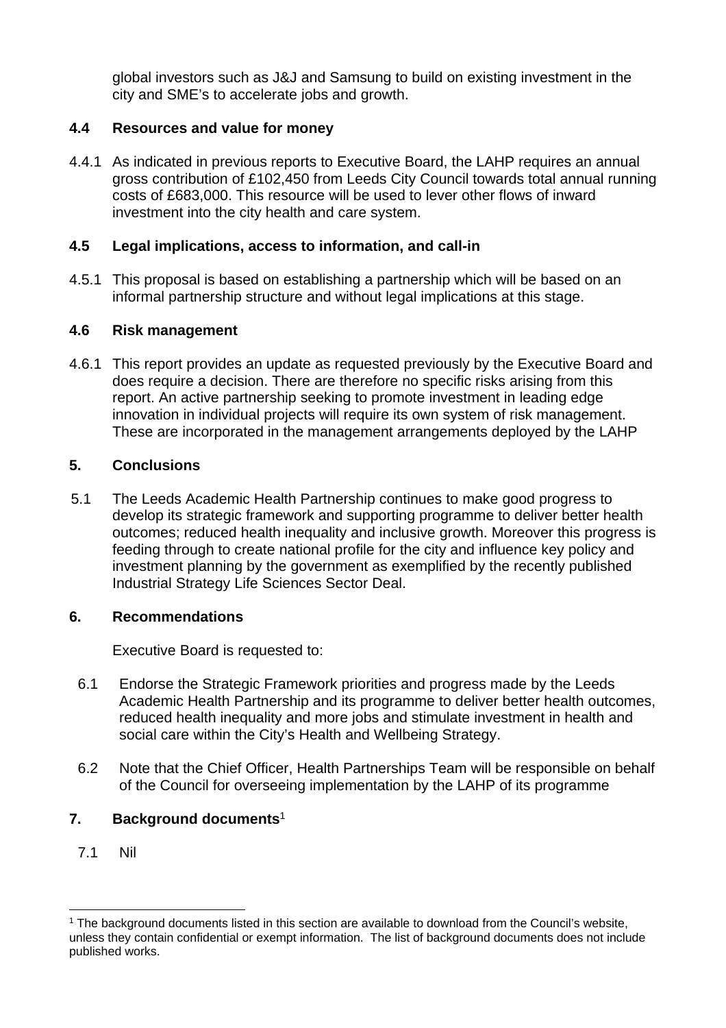global investors such as J&J and Samsung to build on existing investment in the city and SME's to accelerate jobs and growth.

### 4.4 Resources and value for money

4.4.1 As indicated in previous reports to Executive Board, the LAHP requires an annual gross contribution of £102,450 from Leeds City Council towards total annual running costs of £683,000. This resource will be used to lever other flows of inward investment into the city health and care system.

### 4.5 Legal implications, access to information, and call-in

4.5.1 This proposal is based on establishing a partnership which will be based on an informal partnership structure and without legal implications at this stage.

### 4.6 Risk management

4.6.1 This report provides an update as requested previously by the Executive Board and does require a decision. There are therefore no specific risks arising from this report. An active partnership seeking to promote investment in leading edge innovation in individual projects will require its own system of risk management. These are incorporated in the management arrangements deployed by the LAHP

## 5. Conclusions

5.1 The Leeds Academic Health Partnership continues to make good progress to develop its strategic framework and supporting programme to deliver better health outcomes; reduced health inequality and inclusive growth. Moreover this progress is feeding through to create national profile for the city and influence key policy and investment planning by the government as exemplified by the recently published Industrial Strategy Life Sciences Sector Deal.

## 6. Recommendations

Executive Board is requested to:

6.1 Endorse the Strategic Framework priorities and progress made by the Leeds Academic Health Partnership and its programme to deliver better health outcomes, reduced health inequality and more jobs and stimulate investment in health and social care within the City's Health and Wellbeing Strategy.

6.2 Note that the Chief Officer, Health Partnerships Team will be responsible on behalf of the Council for overseeing implementation by the LAHP of its programme

## 7. Background documents[1]

7.1 Nil

[1] The background documents listed in this section are available to download from the Council's website, unless they contain confidential or exempt information. The list of background documents does not include published works.